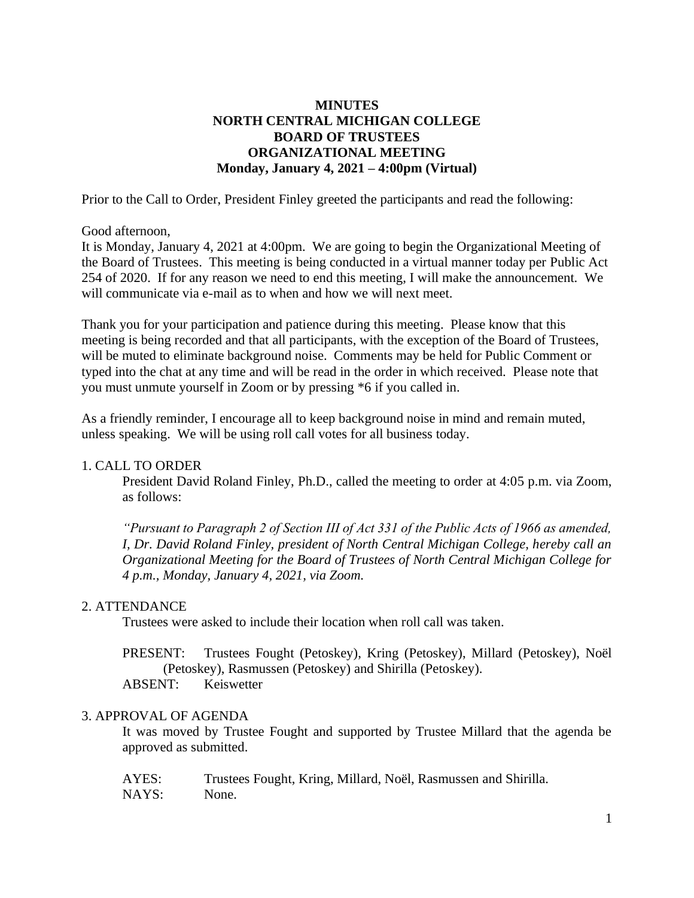# MINUTES
# NORTH CENTRAL MICHIGAN COLLEGE
# BOARD OF TRUSTEES
# ORGANIZATIONAL MEETING
**Monday, January 4, 2021 – 4:00pm (Virtual)**

Prior to the Call to Order, President Finley greeted the participants and read the following:

Good afternoon,
It is Monday, January 4, 2021 at 4:00pm. We are going to begin the Organizational Meeting of the Board of Trustees. This meeting is being conducted in a virtual manner today per Public Act 254 of 2020. If for any reason we need to end this meeting, I will make the announcement. We will communicate via e-mail as to when and how we will next meet.

Thank you for your participation and patience during this meeting. Please know that this meeting is being recorded and that all participants, with the exception of the Board of Trustees, will be muted to eliminate background noise. Comments may be held for Public Comment or typed into the chat at any time and will be read in the order in which received. Please note that you must unmute yourself in Zoom or by pressing *6 if you called in.

As a friendly reminder, I encourage all to keep background noise in mind and remain muted, unless speaking. We will be using roll call votes for all business today.

## 1. CALL TO ORDER

President David Roland Finley, Ph.D., called the meeting to order at 4:05 p.m. via Zoom, as follows:

*"Pursuant to Paragraph 2 of Section III of Act 331 of the Public Acts of 1966 as amended, I, Dr. David Roland Finley, president of North Central Michigan College, hereby call an Organizational Meeting for the Board of Trustees of North Central Michigan College for 4 p.m., Monday, January 4, 2021, via Zoom.*

## 2. ATTENDANCE

Trustees were asked to include their location when roll call was taken.

PRESENT: Trustees Fought (Petoskey), Kring (Petoskey), Millard (Petoskey), Noël (Petoskey), Rasmussen (Petoskey) and Shirilla (Petoskey).
ABSENT: Keiswetter

## 3. APPROVAL OF AGENDA

It was moved by Trustee Fought and supported by Trustee Millard that the agenda be approved as submitted.

AYES: Trustees Fought, Kring, Millard, Noël, Rasmussen and Shirilla.
NAYS: None.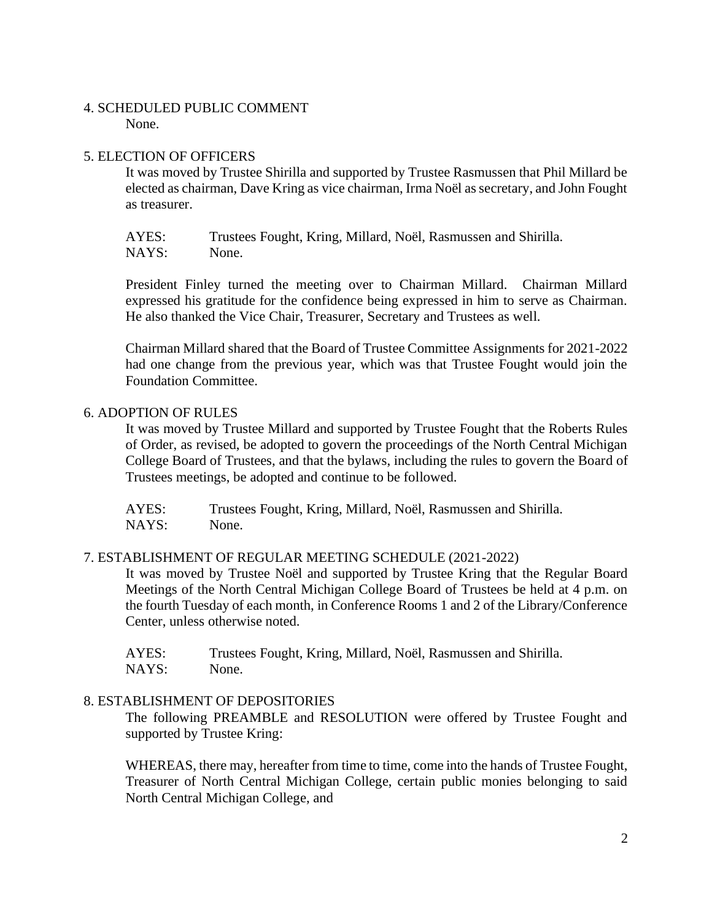## 4. SCHEDULED PUBLIC COMMENT

None.

## 5. ELECTION OF OFFICERS

It was moved by Trustee Shirilla and supported by Trustee Rasmussen that Phil Millard be elected as chairman, Dave Kring as vice chairman, Irma Noël as secretary, and John Fought as treasurer.

AYES: Trustees Fought, Kring, Millard, Noël, Rasmussen and Shirilla.
NAYS: None.

President Finley turned the meeting over to Chairman Millard. Chairman Millard expressed his gratitude for the confidence being expressed in him to serve as Chairman. He also thanked the Vice Chair, Treasurer, Secretary and Trustees as well.

Chairman Millard shared that the Board of Trustee Committee Assignments for 2021-2022 had one change from the previous year, which was that Trustee Fought would join the Foundation Committee.

## 6. ADOPTION OF RULES

It was moved by Trustee Millard and supported by Trustee Fought that the Roberts Rules of Order, as revised, be adopted to govern the proceedings of the North Central Michigan College Board of Trustees, and that the bylaws, including the rules to govern the Board of Trustees meetings, be adopted and continue to be followed.

AYES: Trustees Fought, Kring, Millard, Noël, Rasmussen and Shirilla.
NAYS: None.

## 7. ESTABLISHMENT OF REGULAR MEETING SCHEDULE (2021-2022)

It was moved by Trustee Noël and supported by Trustee Kring that the Regular Board Meetings of the North Central Michigan College Board of Trustees be held at 4 p.m. on the fourth Tuesday of each month, in Conference Rooms 1 and 2 of the Library/Conference Center, unless otherwise noted.

AYES: Trustees Fought, Kring, Millard, Noël, Rasmussen and Shirilla.
NAYS: None.

## 8. ESTABLISHMENT OF DEPOSITORIES

The following PREAMBLE and RESOLUTION were offered by Trustee Fought and supported by Trustee Kring:

WHEREAS, there may, hereafter from time to time, come into the hands of Trustee Fought, Treasurer of North Central Michigan College, certain public monies belonging to said North Central Michigan College, and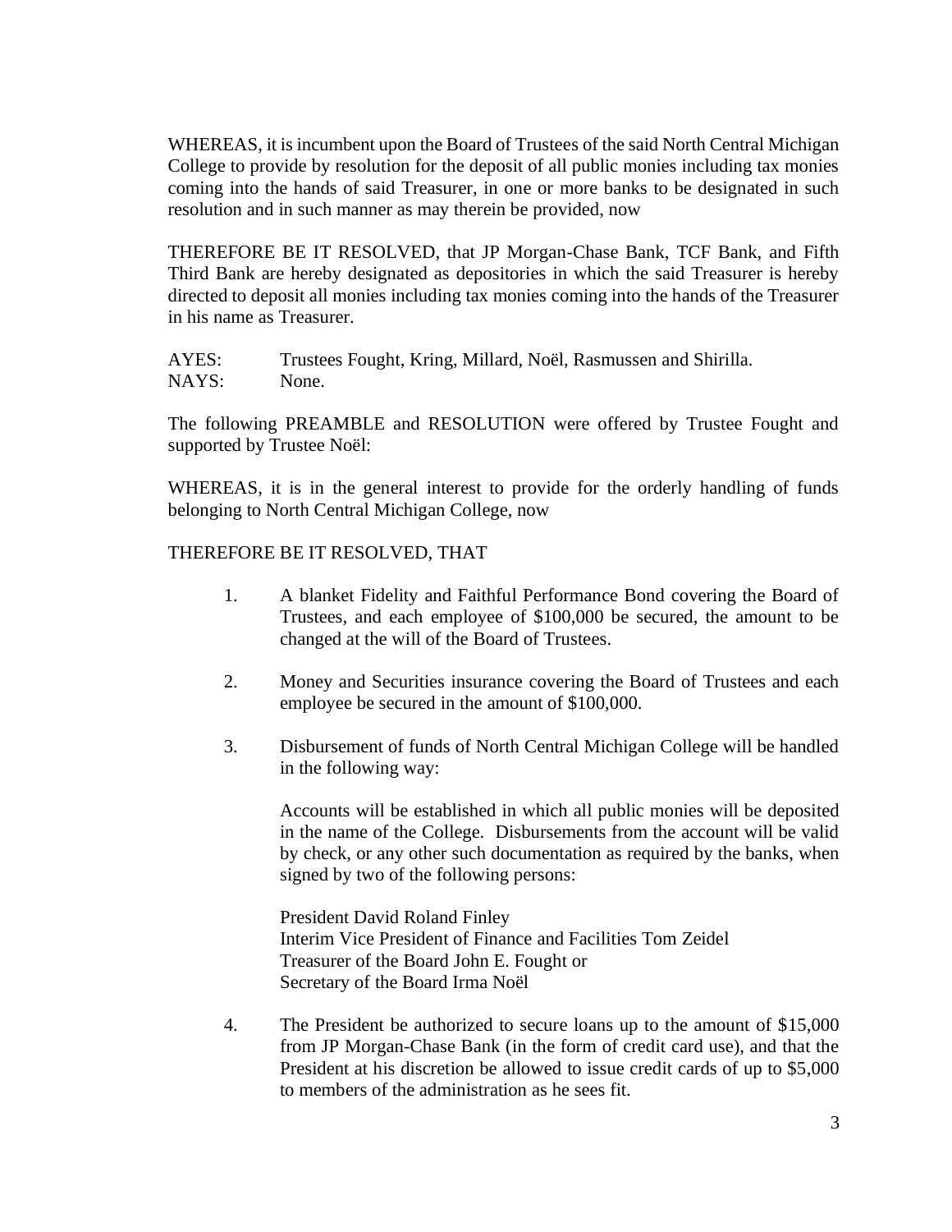WHEREAS, it is incumbent upon the Board of Trustees of the said North Central Michigan College to provide by resolution for the deposit of all public monies including tax monies coming into the hands of said Treasurer, in one or more banks to be designated in such resolution and in such manner as may therein be provided, now

THEREFORE BE IT RESOLVED, that JP Morgan-Chase Bank, TCF Bank, and Fifth Third Bank are hereby designated as depositories in which the said Treasurer is hereby directed to deposit all monies including tax monies coming into the hands of the Treasurer in his name as Treasurer.

AYES: Trustees Fought, Kring, Millard, Noël, Rasmussen and Shirilla.
NAYS: None.

The following PREAMBLE and RESOLUTION were offered by Trustee Fought and supported by Trustee Noël:

WHEREAS, it is in the general interest to provide for the orderly handling of funds belonging to North Central Michigan College, now

THEREFORE BE IT RESOLVED, THAT

1. A blanket Fidelity and Faithful Performance Bond covering the Board of Trustees, and each employee of $100,000 be secured, the amount to be changed at the will of the Board of Trustees.

2. Money and Securities insurance covering the Board of Trustees and each employee be secured in the amount of $100,000.

3. Disbursement of funds of North Central Michigan College will be handled in the following way:

   Accounts will be established in which all public monies will be deposited in the name of the College. Disbursements from the account will be valid by check, or any other such documentation as required by the banks, when signed by two of the following persons:

   President David Roland Finley
   Interim Vice President of Finance and Facilities Tom Zeidel
   Treasurer of the Board John E. Fought or
   Secretary of the Board Irma Noël

4. The President be authorized to secure loans up to the amount of $15,000 from JP Morgan-Chase Bank (in the form of credit card use), and that the President at his discretion be allowed to issue credit cards of up to $5,000 to members of the administration as he sees fit.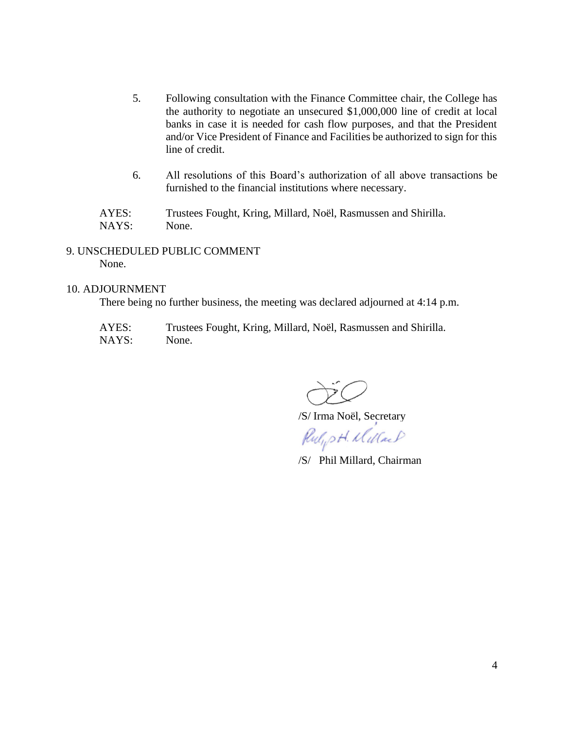5. Following consultation with the Finance Committee chair, the College has the authority to negotiate an unsecured $1,000,000 line of credit at local banks in case it is needed for cash flow purposes, and that the President and/or Vice President of Finance and Facilities be authorized to sign for this line of credit.

6. All resolutions of this Board's authorization of all above transactions be furnished to the financial institutions where necessary.

AYES: Trustees Fought, Kring, Millard, Noël, Rasmussen and Shirilla.
NAYS: None.

9. UNSCHEDULED PUBLIC COMMENT

None.

10. ADJOURNMENT

There being no further business, the meeting was declared adjourned at 4:14 p.m.

AYES: Trustees Fought, Kring, Millard, Noël, Rasmussen and Shirilla.
NAYS: None.

/S/ Irma Noël, Secretary

/S/ Phil Millard, Chairman